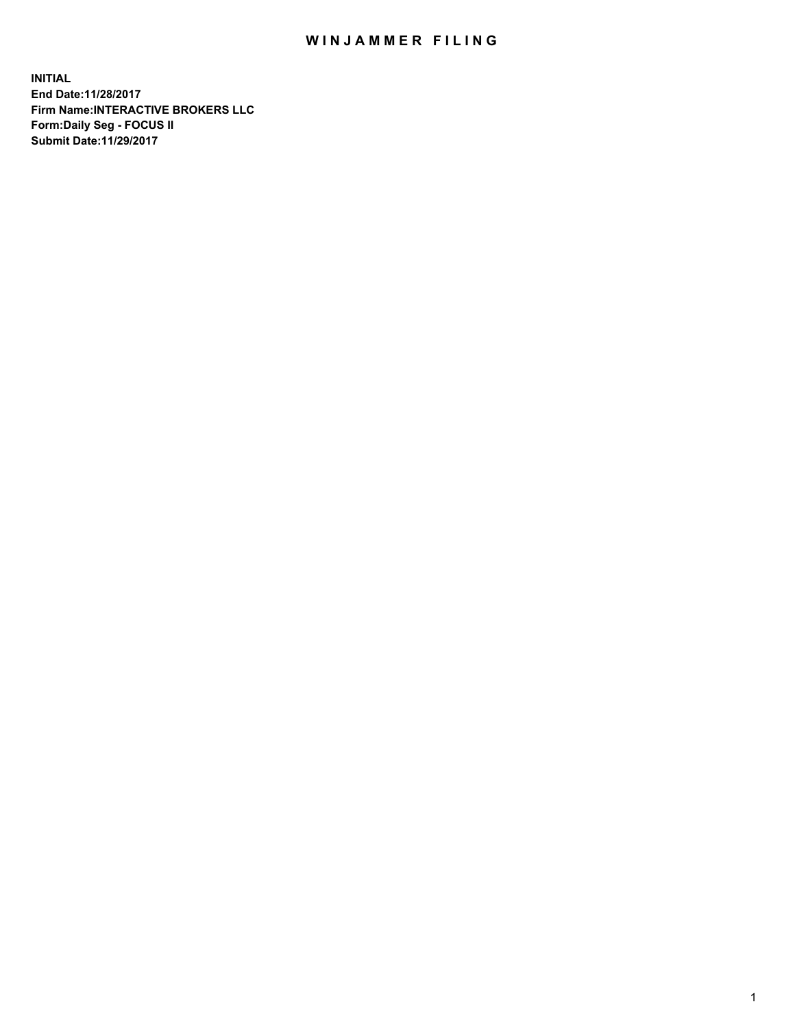# WINJAMMER FILING

**INITIAL**
**End Date:11/28/2017**
**Firm Name:INTERACTIVE BROKERS LLC**
**Form:Daily Seg - FOCUS II**
**Submit Date:11/29/2017**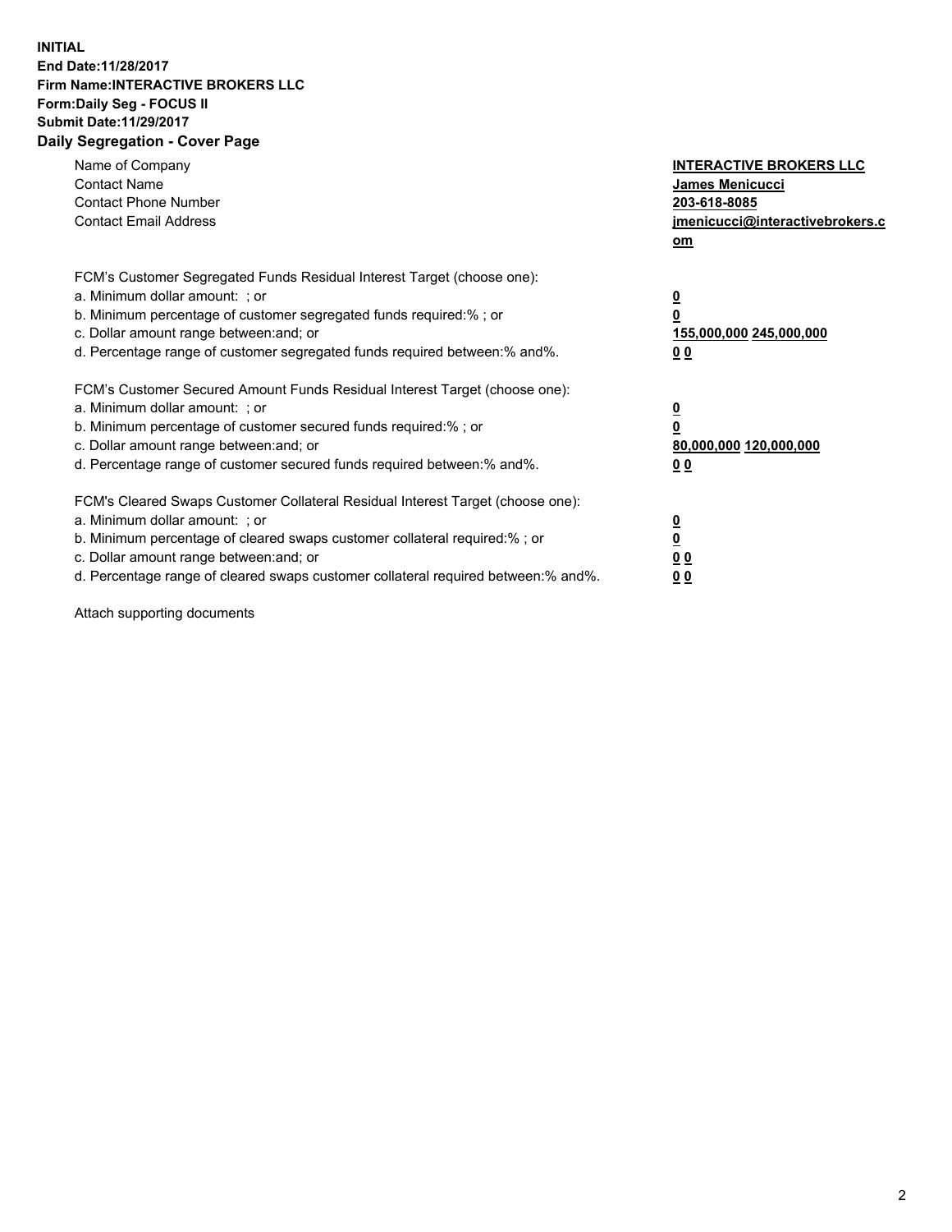**INITIAL**
**End Date:11/28/2017**
**Firm Name:INTERACTIVE BROKERS LLC**
**Form:Daily Seg - FOCUS II**
**Submit Date:11/29/2017**
**Daily Segregation - Cover Page**

| | |
|---|---|
| Name of Company | **INTERACTIVE BROKERS LLC** |
| Contact Name | **James Menicucci** |
| Contact Phone Number | **203-618-8085** |
| Contact Email Address | **jmenicucci@interactivebrokers.com** |

FCM's Customer Segregated Funds Residual Interest Target (choose one):

| | |
|---|---|
| a. Minimum dollar amount: ; or | **0** |
| b. Minimum percentage of customer segregated funds required:% ; or | **0** |
| c. Dollar amount range between:and; or | **155,000,000 245,000,000** |
| d. Percentage range of customer segregated funds required between:% and%. | **0 0** |

FCM's Customer Secured Amount Funds Residual Interest Target (choose one):

| | |
|---|---|
| a. Minimum dollar amount: ; or | **0** |
| b. Minimum percentage of customer secured funds required:% ; or | **0** |
| c. Dollar amount range between:and; or | **80,000,000 120,000,000** |
| d. Percentage range of customer secured funds required between:% and%. | **0 0** |

FCM's Cleared Swaps Customer Collateral Residual Interest Target (choose one):

| | |
|---|---|
| a. Minimum dollar amount: ; or | **0** |
| b. Minimum percentage of cleared swaps customer collateral required:% ; or | **0** |
| c. Dollar amount range between:and; or | **0 0** |
| d. Percentage range of cleared swaps customer collateral required between:% and%. | **0 0** |

Attach supporting documents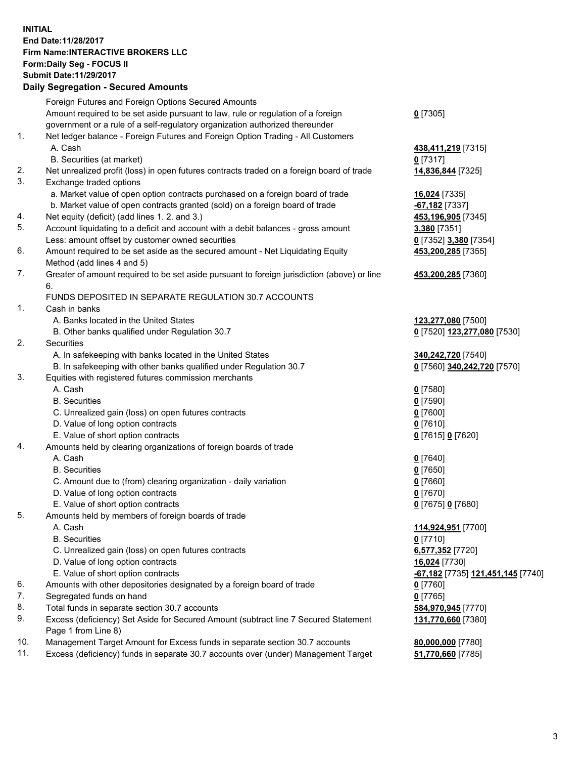**INITIAL**
**End Date:11/28/2017**
**Firm Name:INTERACTIVE BROKERS LLC**
**Form:Daily Seg - FOCUS II**
**Submit Date:11/29/2017**

## Daily Segregation - Secured Amounts

| | | |
|---|---|---|
| | Foreign Futures and Foreign Options Secured Amounts | |
| | Amount required to be set aside pursuant to law, rule or regulation of a foreign government or a rule of a self-regulatory organization authorized thereunder | **0** [7305] |
| 1. | Net ledger balance - Foreign Futures and Foreign Option Trading - All Customers | |
| | A. Cash | **438,411,219** [7315] |
| | B. Securities (at market) | **0** [7317] |
| 2. | Net unrealized profit (loss) in open futures contracts traded on a foreign board of trade | **14,836,844** [7325] |
| 3. | Exchange traded options | |
| | a. Market value of open option contracts purchased on a foreign board of trade | **16,024** [7335] |
| | b. Market value of open contracts granted (sold) on a foreign board of trade | **-67,182** [7337] |
| 4. | Net equity (deficit) (add lines 1. 2. and 3.) | **453,196,905** [7345] |
| 5. | Account liquidating to a deficit and account with a debit balances - gross amount | **3,380** [7351] |
| | Less: amount offset by customer owned securities | **0** [7352] **3,380** [7354] |
| 6. | Amount required to be set aside as the secured amount - Net Liquidating Equity Method (add lines 4 and 5) | **453,200,285** [7355] |
| 7. | Greater of amount required to be set aside pursuant to foreign jurisdiction (above) or line 6. | **453,200,285** [7360] |
| | FUNDS DEPOSITED IN SEPARATE REGULATION 30.7 ACCOUNTS | |
| 1. | Cash in banks | |
| | A. Banks located in the United States | **123,277,080** [7500] |
| | B. Other banks qualified under Regulation 30.7 | **0** [7520] **123,277,080** [7530] |
| 2. | Securities | |
| | A. In safekeeping with banks located in the United States | **340,242,720** [7540] |
| | B. In safekeeping with other banks qualified under Regulation 30.7 | **0** [7560] **340,242,720** [7570] |
| 3. | Equities with registered futures commission merchants | |
| | A. Cash | **0** [7580] |
| | B. Securities | **0** [7590] |
| | C. Unrealized gain (loss) on open futures contracts | **0** [7600] |
| | D. Value of long option contracts | **0** [7610] |
| | E. Value of short option contracts | **0** [7615] **0** [7620] |
| 4. | Amounts held by clearing organizations of foreign boards of trade | |
| | A. Cash | **0** [7640] |
| | B. Securities | **0** [7650] |
| | C. Amount due to (from) clearing organization - daily variation | **0** [7660] |
| | D. Value of long option contracts | **0** [7670] |
| | E. Value of short option contracts | **0** [7675] **0** [7680] |
| 5. | Amounts held by members of foreign boards of trade | |
| | A. Cash | **114,924,951** [7700] |
| | B. Securities | **0** [7710] |
| | C. Unrealized gain (loss) on open futures contracts | **6,577,352** [7720] |
| | D. Value of long option contracts | **16,024** [7730] |
| | E. Value of short option contracts | **-67,182** [7735] **121,451,145** [7740] |
| 6. | Amounts with other depositories designated by a foreign board of trade | **0** [7760] |
| 7. | Segregated funds on hand | **0** [7765] |
| 8. | Total funds in separate section 30.7 accounts | **584,970,945** [7770] |
| 9. | Excess (deficiency) Set Aside for Secured Amount (subtract line 7 Secured Statement Page 1 from Line 8) | **131,770,660** [7380] |
| 10. | Management Target Amount for Excess funds in separate section 30.7 accounts | **80,000,000** [7780] |
| 11. | Excess (deficiency) funds in separate 30.7 accounts over (under) Management Target | **51,770,660** [7785] |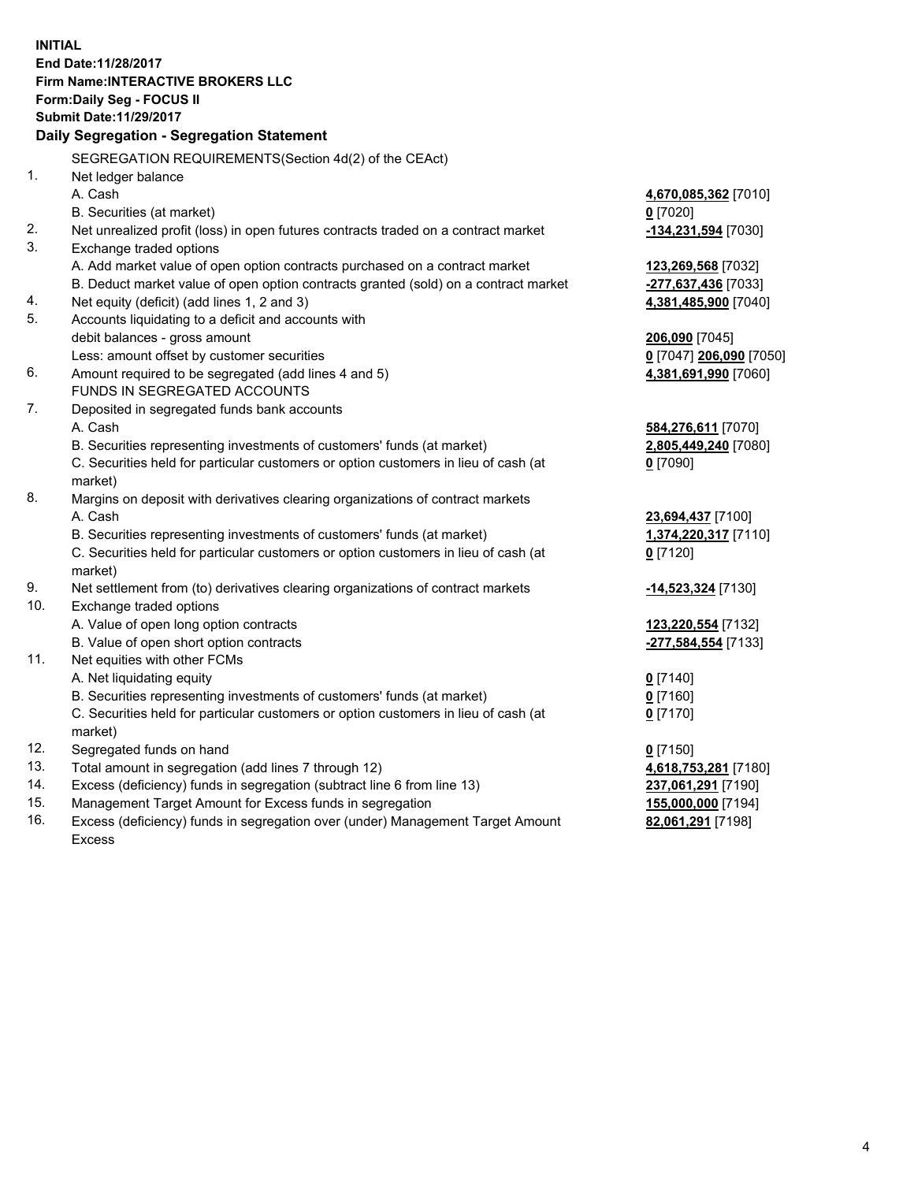**INITIAL**
**End Date:11/28/2017**
**Firm Name:INTERACTIVE BROKERS LLC**
**Form:Daily Seg - FOCUS II**
**Submit Date:11/29/2017**

## Daily Segregation - Segregation Statement

SEGREGATION REQUIREMENTS(Section 4d(2) of the CEAct)

| | | |
|---|---|---|
| 1. | Net ledger balance | |
| | A. Cash | **4,670,085,362** [7010] |
| | B. Securities (at market) | **0** [7020] |
| 2. | Net unrealized profit (loss) in open futures contracts traded on a contract market | **-134,231,594** [7030] |
| 3. | Exchange traded options | |
| | A. Add market value of open option contracts purchased on a contract market | **123,269,568** [7032] |
| | B. Deduct market value of open option contracts granted (sold) on a contract market | **-277,637,436** [7033] |
| 4. | Net equity (deficit) (add lines 1, 2 and 3) | **4,381,485,900** [7040] |
| 5. | Accounts liquidating to a deficit and accounts with | |
| | debit balances - gross amount | **206,090** [7045] |
| | Less: amount offset by customer securities | **0** [7047] **206,090** [7050] |
| 6. | Amount required to be segregated (add lines 4 and 5) | **4,381,691,990** [7060] |
| | FUNDS IN SEGREGATED ACCOUNTS | |
| 7. | Deposited in segregated funds bank accounts | |
| | A. Cash | **584,276,611** [7070] |
| | B. Securities representing investments of customers' funds (at market) | **2,805,449,240** [7080] |
| | C. Securities held for particular customers or option customers in lieu of cash (at market) | **0** [7090] |
| 8. | Margins on deposit with derivatives clearing organizations of contract markets | |
| | A. Cash | **23,694,437** [7100] |
| | B. Securities representing investments of customers' funds (at market) | **1,374,220,317** [7110] |
| | C. Securities held for particular customers or option customers in lieu of cash (at market) | **0** [7120] |
| 9. | Net settlement from (to) derivatives clearing organizations of contract markets | **-14,523,324** [7130] |
| 10. | Exchange traded options | |
| | A. Value of open long option contracts | **123,220,554** [7132] |
| | B. Value of open short option contracts | **-277,584,554** [7133] |
| 11. | Net equities with other FCMs | |
| | A. Net liquidating equity | **0** [7140] |
| | B. Securities representing investments of customers' funds (at market) | **0** [7160] |
| | C. Securities held for particular customers or option customers in lieu of cash (at market) | **0** [7170] |
| 12. | Segregated funds on hand | **0** [7150] |
| 13. | Total amount in segregation (add lines 7 through 12) | **4,618,753,281** [7180] |
| 14. | Excess (deficiency) funds in segregation (subtract line 6 from line 13) | **237,061,291** [7190] |
| 15. | Management Target Amount for Excess funds in segregation | **155,000,000** [7194] |
| 16. | Excess (deficiency) funds in segregation over (under) Management Target Amount Excess | **82,061,291** [7198] |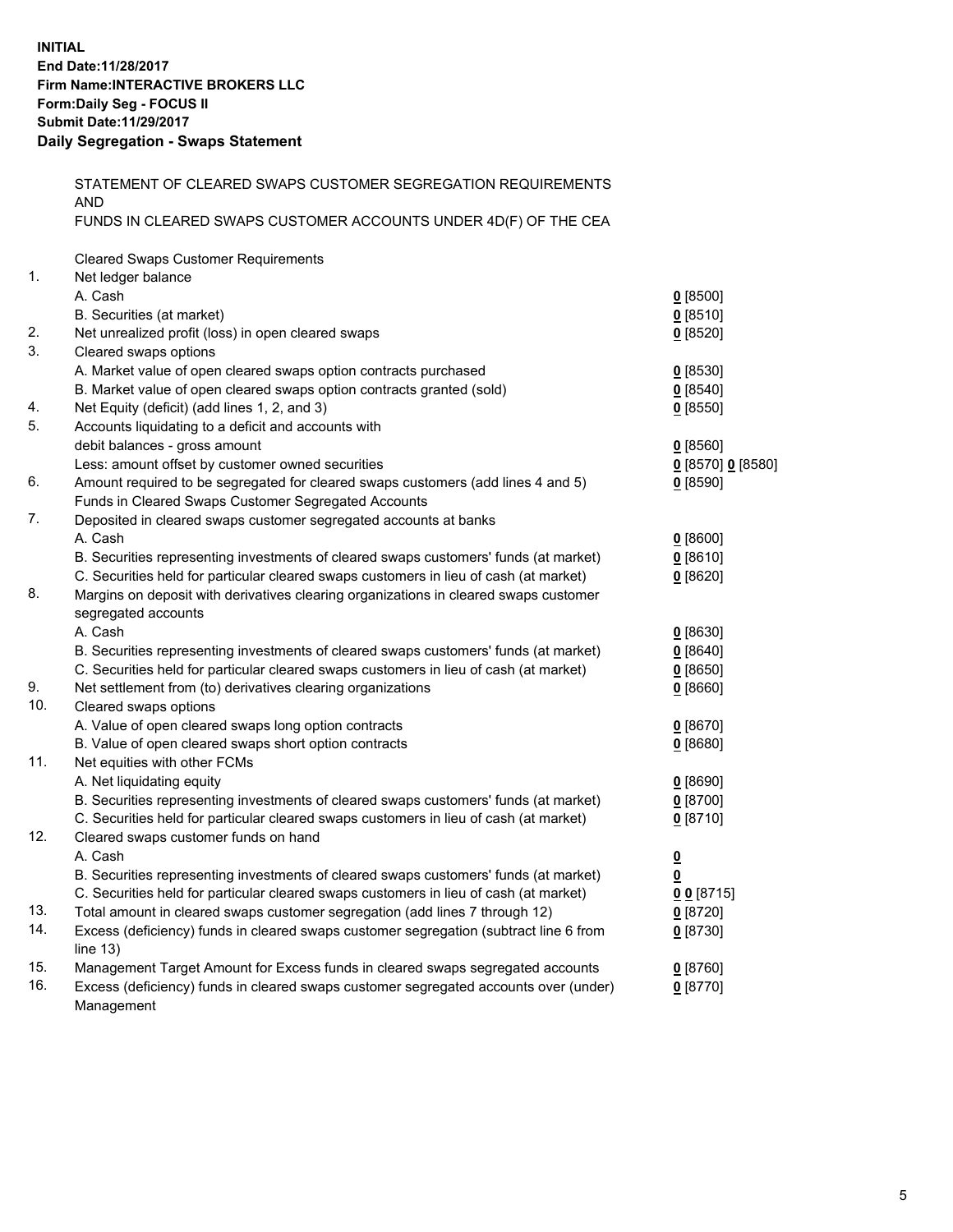**INITIAL**
**End Date:11/28/2017**
**Firm Name:INTERACTIVE BROKERS LLC**
**Form:Daily Seg - FOCUS II**
**Submit Date:11/29/2017**
**Daily Segregation - Swaps Statement**

STATEMENT OF CLEARED SWAPS CUSTOMER SEGREGATION REQUIREMENTS AND FUNDS IN CLEARED SWAPS CUSTOMER ACCOUNTS UNDER 4D(F) OF THE CEA

| | | |
|---|---|---|
| | Cleared Swaps Customer Requirements | |
| 1. | Net ledger balance | |
| | A. Cash | 0 [8500] |
| | B. Securities (at market) | 0 [8510] |
| 2. | Net unrealized profit (loss) in open cleared swaps | 0 [8520] |
| 3. | Cleared swaps options | |
| | A. Market value of open cleared swaps option contracts purchased | 0 [8530] |
| | B. Market value of open cleared swaps option contracts granted (sold) | 0 [8540] |
| 4. | Net Equity (deficit) (add lines 1, 2, and 3) | 0 [8550] |
| 5. | Accounts liquidating to a deficit and accounts with debit balances - gross amount | 0 [8560] |
| | Less: amount offset by customer owned securities | 0 [8570] 0 [8580] |
| 6. | Amount required to be segregated for cleared swaps customers (add lines 4 and 5) | 0 [8590] |
| | Funds in Cleared Swaps Customer Segregated Accounts | |
| 7. | Deposited in cleared swaps customer segregated accounts at banks | |
| | A. Cash | 0 [8600] |
| | B. Securities representing investments of cleared swaps customers' funds (at market) | 0 [8610] |
| | C. Securities held for particular cleared swaps customers in lieu of cash (at market) | 0 [8620] |
| 8. | Margins on deposit with derivatives clearing organizations in cleared swaps customer segregated accounts | |
| | A. Cash | 0 [8630] |
| | B. Securities representing investments of cleared swaps customers' funds (at market) | 0 [8640] |
| | C. Securities held for particular cleared swaps customers in lieu of cash (at market) | 0 [8650] |
| 9. | Net settlement from (to) derivatives clearing organizations | 0 [8660] |
| 10. | Cleared swaps options | |
| | A. Value of open cleared swaps long option contracts | 0 [8670] |
| | B. Value of open cleared swaps short option contracts | 0 [8680] |
| 11. | Net equities with other FCMs | |
| | A. Net liquidating equity | 0 [8690] |
| | B. Securities representing investments of cleared swaps customers' funds (at market) | 0 [8700] |
| | C. Securities held for particular cleared swaps customers in lieu of cash (at market) | 0 [8710] |
| 12. | Cleared swaps customer funds on hand | |
| | A. Cash | 0 |
| | B. Securities representing investments of cleared swaps customers' funds (at market) | 0 |
| | C. Securities held for particular cleared swaps customers in lieu of cash (at market) | 0 0 [8715] |
| 13. | Total amount in cleared swaps customer segregation (add lines 7 through 12) | 0 [8720] |
| 14. | Excess (deficiency) funds in cleared swaps customer segregation (subtract line 6 from line 13) | 0 [8730] |
| 15. | Management Target Amount for Excess funds in cleared swaps segregated accounts | 0 [8760] |
| 16. | Excess (deficiency) funds in cleared swaps customer segregated accounts over (under) Management | 0 [8770] |